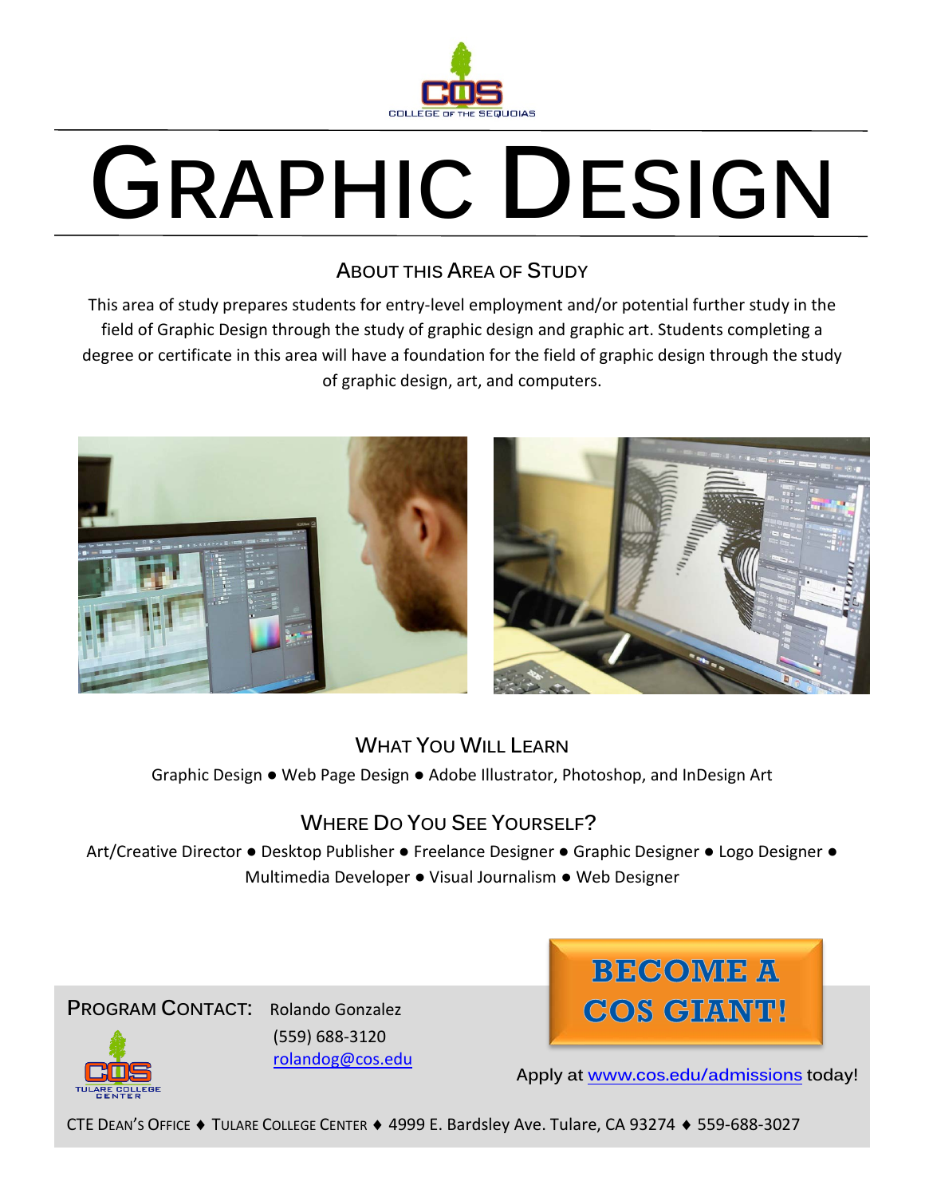COS
COLLEGE OF THE SEQUOIAS

# GRAPHIC DESIGN

## ABOUT THIS AREA OF STUDY

This area of study prepares students for entry-level employment and/or potential further study in the field of Graphic Design through the study of graphic design and graphic art. Students completing a degree or certificate in this area will have a foundation for the field of graphic design through the study of graphic design, art, and computers.

## WHAT YOU WILL LEARN

Graphic Design ● Web Page Design ● Adobe Illustrator, Photoshop, and InDesign Art

## WHERE DO YOU SEE YOURSELF?

Art/Creative Director ● Desktop Publisher ● Freelance Designer ● Graphic Designer ● Logo Designer ● Multimedia Developer ● Visual Journalism ● Web Designer

**BECOME A COS GIANT!**

**PROGRAM CONTACT:** Rolando Gonzalez
(559) 688-3120
rolandog@cos.edu

COS
TULARE COLLEGE CENTER

Apply at www.cos.edu/admissions today!

CTE DEAN'S OFFICE ♦ TULARE COLLEGE CENTER ♦ 4999 E. Bardsley Ave. Tulare, CA 93274 ♦ 559-688-3027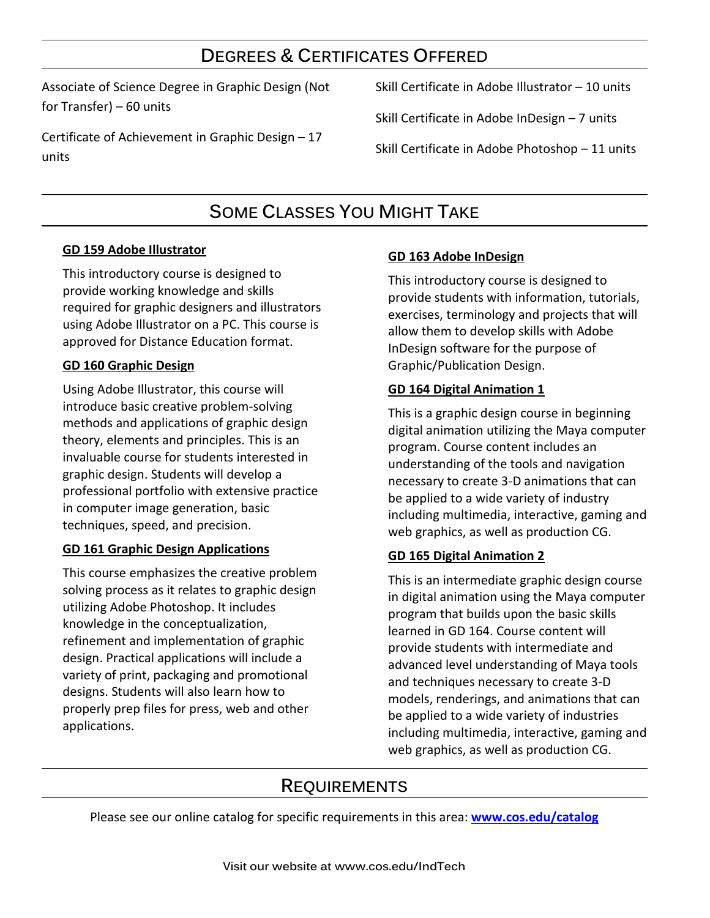## Degrees & Certificates Offered

Associate of Science Degree in Graphic Design (Not for Transfer) – 60 units

Certificate of Achievement in Graphic Design – 17 units

Skill Certificate in Adobe Illustrator – 10 units

Skill Certificate in Adobe InDesign – 7 units

Skill Certificate in Adobe Photoshop – 11 units

## Some Classes You Might Take

**GD 159 Adobe Illustrator**

This introductory course is designed to provide working knowledge and skills required for graphic designers and illustrators using Adobe Illustrator on a PC. This course is approved for Distance Education format.

**GD 160 Graphic Design**

Using Adobe Illustrator, this course will introduce basic creative problem-solving methods and applications of graphic design theory, elements and principles. This is an invaluable course for students interested in graphic design. Students will develop a professional portfolio with extensive practice in computer image generation, basic techniques, speed, and precision.

**GD 161 Graphic Design Applications**

This course emphasizes the creative problem solving process as it relates to graphic design utilizing Adobe Photoshop. It includes knowledge in the conceptualization, refinement and implementation of graphic design. Practical applications will include a variety of print, packaging and promotional designs. Students will also learn how to properly prep files for press, web and other applications.

**GD 163 Adobe InDesign**

This introductory course is designed to provide students with information, tutorials, exercises, terminology and projects that will allow them to develop skills with Adobe InDesign software for the purpose of Graphic/Publication Design.

**GD 164 Digital Animation 1**

This is a graphic design course in beginning digital animation utilizing the Maya computer program. Course content includes an understanding of the tools and navigation necessary to create 3-D animations that can be applied to a wide variety of industry including multimedia, interactive, gaming and web graphics, as well as production CG.

**GD 165 Digital Animation 2**

This is an intermediate graphic design course in digital animation using the Maya computer program that builds upon the basic skills learned in GD 164. Course content will provide students with intermediate and advanced level understanding of Maya tools and techniques necessary to create 3-D models, renderings, and animations that can be applied to a wide variety of industries including multimedia, interactive, gaming and web graphics, as well as production CG.

## Requirements

Please see our online catalog for specific requirements in this area: **www.cos.edu/catalog**

Visit our website at www.cos.edu/IndTech